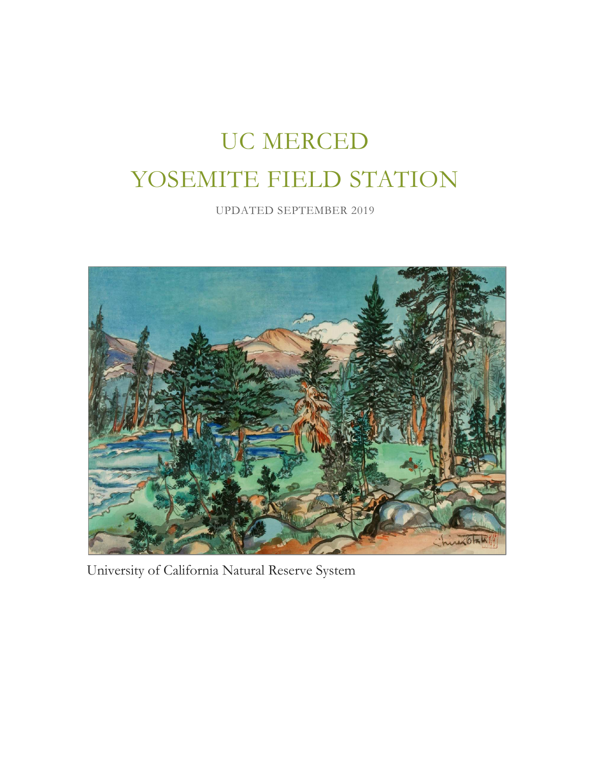# UC MERCED
# YOSEMITE FIELD STATION

UPDATED SEPTEMBER 2019

University of California Natural Reserve System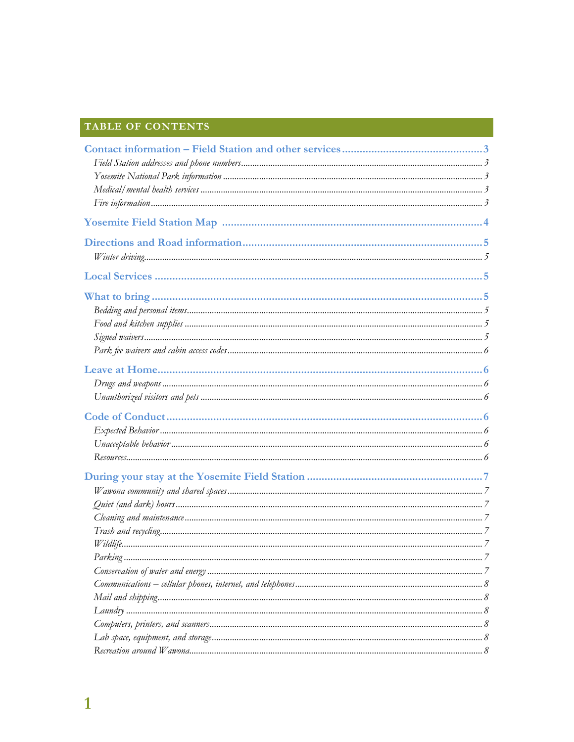## TABLE OF CONTENTS

**Contact information – Field Station and other services** ........ 3

- *Field Station addresses and phone numbers* ........ 3
- *Yosemite National Park information* ........ 3
- *Medical/mental health services* ........ 3
- *Fire information* ........ 3

**Yosemite Field Station Map** ........ 4

**Directions and Road information** ........ 5

- *Winter driving* ........ 5

**Local Services** ........ 5

**What to bring** ........ 5

- *Bedding and personal items* ........ 5
- *Food and kitchen supplies* ........ 5
- *Signed waivers* ........ 5
- *Park fee waivers and cabin access codes* ........ 6

**Leave at Home** ........ 6

- *Drugs and weapons* ........ 6
- *Unauthorized visitors and pets* ........ 6

**Code of Conduct** ........ 6

- *Expected Behavior* ........ 6
- *Unacceptable behavior* ........ 6
- *Resources* ........ 6

**During your stay at the Yosemite Field Station** ........ 7

- *Wawona community and shared spaces* ........ 7
- *Quiet (and dark) hours* ........ 7
- *Cleaning and maintenance* ........ 7
- *Trash and recycling* ........ 7
- *Wildlife* ........ 7
- *Parking* ........ 7
- *Conservation of water and energy* ........ 7
- *Communications – cellular phones, internet, and telephones* ........ 8
- *Mail and shipping* ........ 8
- *Laundry* ........ 8
- *Computers, printers, and scanners* ........ 8
- *Lab space, equipment, and storage* ........ 8
- *Recreation around Wawona* ........ 8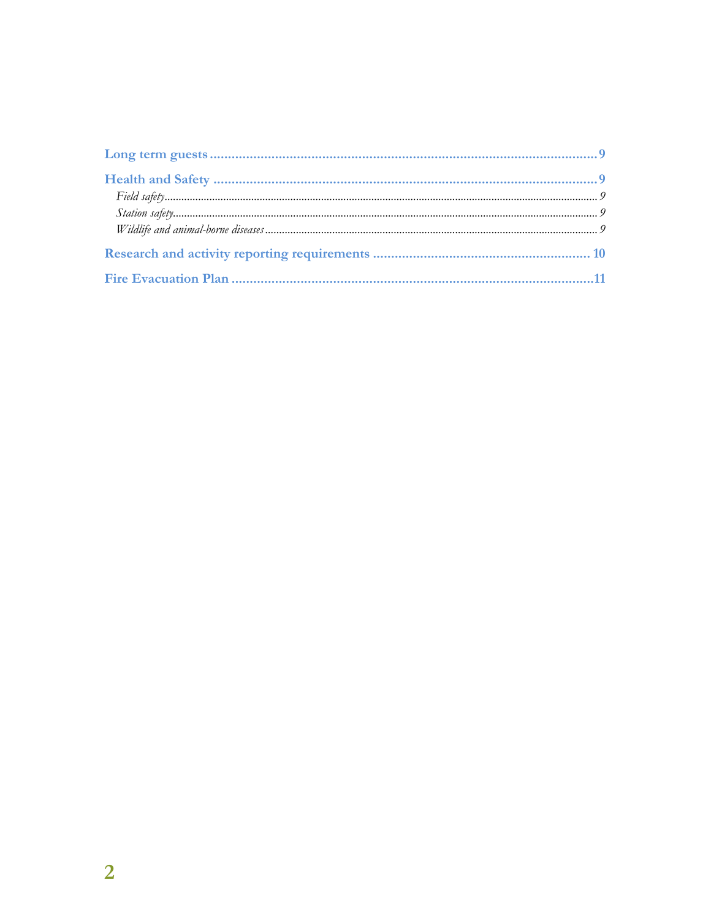Long term guests .......................................................................................................... 9

Health and Safety .......................................................................................................... 9

*Field safety* .......................................................................................................... 9

*Station safety* .......................................................................................................... 9

*Wildlife and animal-borne diseases* .......................................................................................................... 9

Research and activity reporting requirements .......................................................... 10

Fire Evacuation Plan .......................................................................................................... 11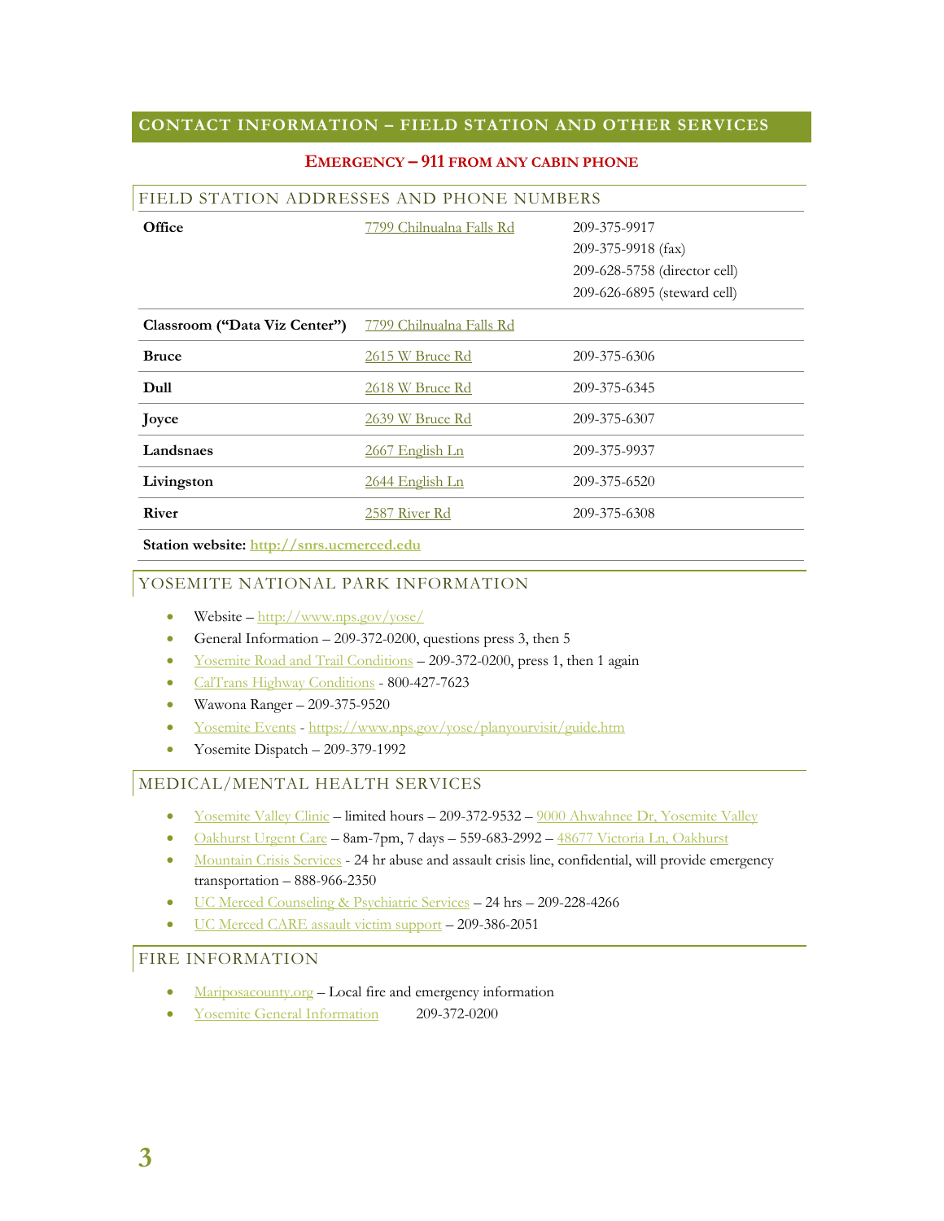## CONTACT INFORMATION – FIELD STATION AND OTHER SERVICES

**EMERGENCY – 911 FROM ANY CABIN PHONE**

### FIELD STATION ADDRESSES AND PHONE NUMBERS

| | | |
|---|---|---|
| **Office** | 7799 Chilnualna Falls Rd | 209-375-9917<br>209-375-9918 (fax)<br>209-628-5758 (director cell)<br>209-626-6895 (steward cell) |
| **Classroom ("Data Viz Center")** | 7799 Chilnualna Falls Rd | |
| **Bruce** | 2615 W Bruce Rd | 209-375-6306 |
| **Dull** | 2618 W Bruce Rd | 209-375-6345 |
| **Joyce** | 2639 W Bruce Rd | 209-375-6307 |
| **Landsnaes** | 2667 English Ln | 209-375-9937 |
| **Livingston** | 2644 English Ln | 209-375-6520 |
| **River** | 2587 River Rd | 209-375-6308 |

**Station website: http://snrs.ucmerced.edu**

### YOSEMITE NATIONAL PARK INFORMATION

- Website – http://www.nps.gov/yose/
- General Information – 209-372-0200, questions press 3, then 5
- Yosemite Road and Trail Conditions – 209-372-0200, press 1, then 1 again
- CalTrans Highway Conditions - 800-427-7623
- Wawona Ranger – 209-375-9520
- Yosemite Events - https://www.nps.gov/yose/planyourvisit/guide.htm
- Yosemite Dispatch – 209-379-1992

### MEDICAL/MENTAL HEALTH SERVICES

- Yosemite Valley Clinic – limited hours – 209-372-9532 – 9000 Ahwahnee Dr, Yosemite Valley
- Oakhurst Urgent Care – 8am-7pm, 7 days – 559-683-2992 – 48677 Victoria Ln, Oakhurst
- Mountain Crisis Services - 24 hr abuse and assault crisis line, confidential, will provide emergency transportation – 888-966-2350
- UC Merced Counseling & Psychiatric Services – 24 hrs – 209-228-4266
- UC Merced CARE assault victim support – 209-386-2051

### FIRE INFORMATION

- Mariposacounty.org – Local fire and emergency information
- Yosemite General Information 209-372-0200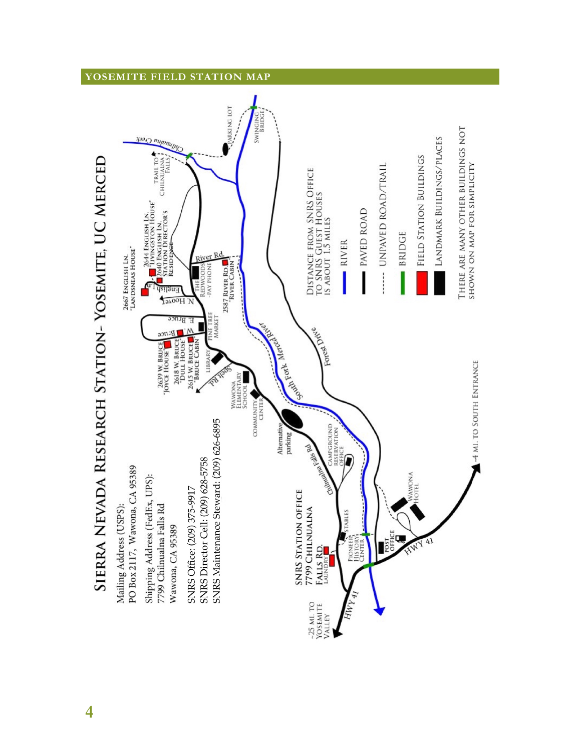## YOSEMITE FIELD STATION MAP

# Sierra Nevada Research Station- Yosemite, UC Merced

Mailing Address (USPS):
PO Box 2117, Wawona, CA 95389

Shipping Address (FedEx, UPS):
7799 Chilnualna Falls Rd
Wawona, CA 95389

SNRS Office: (209) 375-9917
SNRS Director Cell: (209) 628-5758
SNRS Maintenance Steward: (209) 626-6895

SNRS STATION OFFICE
7799 CHILNUALNA FALLS RD.
LAUNDRY

2667 ENGLISH LN. "LANDSNEAS HOUSE"

2644 ENGLISH LN. "LIVINGSTON HOUSE"

2640 ENGLISH LN. STATION DIRECTOR'S RESIDENCE

2639 W. BRUCE "JOYCE HOUSE"

2618 W. BRUCE "DULL HOUSE"

2615 W. BRUCE "BRUCE CABIN"

2587 RIVER RD "RIVER CABIN"

THE REDWOODS -PAY PHONE

PINE TREE MARKET

LIBRARY

WAWONA ELEMENTARY SCHOOL

COMMUNITY CENTER

Alternative parking

CAMPGROUND RESERVATION OFFICE

STABLES

PIONEER HISTORY CENTER

POST OFFICE

WAWONA HOTEL

TRAIL TO CHILNUALNA FALLS

PARKING LOT

SWINGING BRIDGE

Chilnualna Creek

South Fork Merced River

Forest Drive

Chilnualna Falls Rd

English Ln.

N. Hoover

E. Bruce

W. Bruce

Spelt Rd.

River Rd.

HWY 41

~25 MI. TO YOSEMITE VALLEY

~4 MI. TO SOUTH ENTRANCE

DISTANCE FROM SNRS OFFICE TO SNRS GUEST HOUSES IS ABOUT 1.5 MILES

- RIVER
- PAVED ROAD
- UNPAVED ROAD/TRAIL
- BRIDGE
- FIELD STATION BUILDINGS
- LANDMARK BUILDINGS/PLACES

THERE ARE MANY OTHER BUILDINGS NOT SHOWN ON MAP FOR SIMPLICITY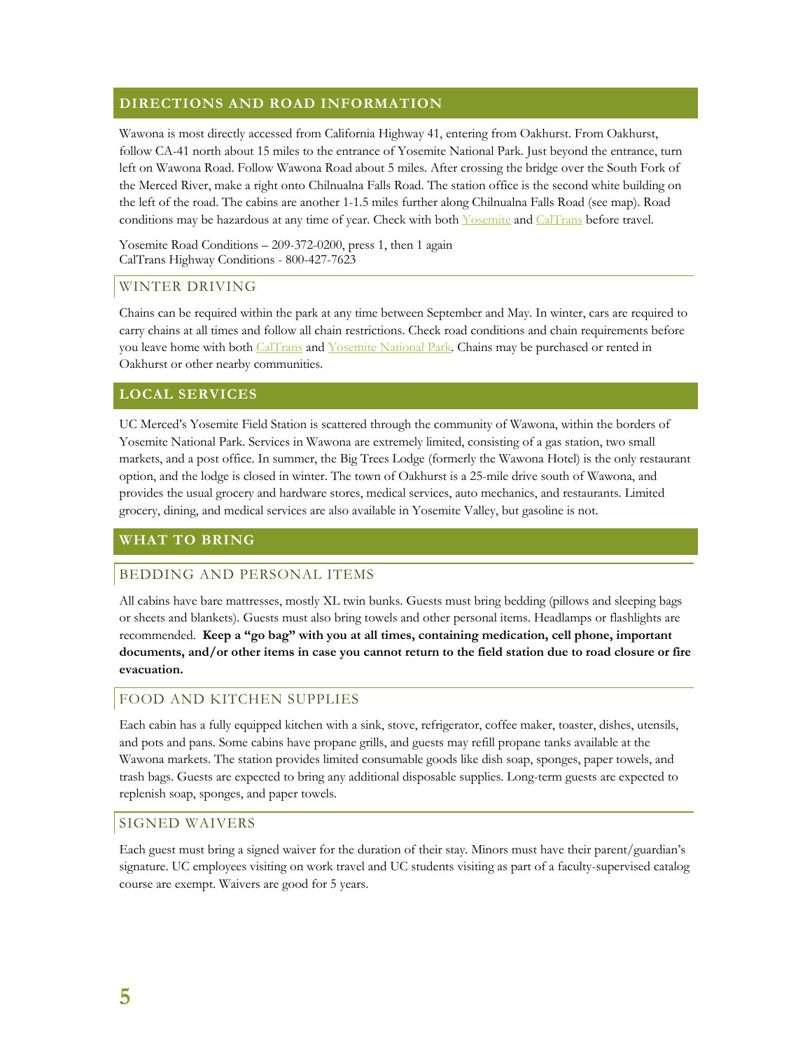## DIRECTIONS AND ROAD INFORMATION

Wawona is most directly accessed from California Highway 41, entering from Oakhurst. From Oakhurst, follow CA-41 north about 15 miles to the entrance of Yosemite National Park. Just beyond the entrance, turn left on Wawona Road. Follow Wawona Road about 5 miles. After crossing the bridge over the South Fork of the Merced River, make a right onto Chilnualna Falls Road. The station office is the second white building on the left of the road. The cabins are another 1-1.5 miles further along Chilnualna Falls Road (see map). Road conditions may be hazardous at any time of year. Check with both Yosemite and CalTrans before travel.

Yosemite Road Conditions – 209-372-0200, press 1, then 1 again
CalTrans Highway Conditions - 800-427-7623

### WINTER DRIVING

Chains can be required within the park at any time between September and May. In winter, cars are required to carry chains at all times and follow all chain restrictions. Check road conditions and chain requirements before you leave home with both CalTrans and Yosemite National Park. Chains may be purchased or rented in Oakhurst or other nearby communities.

## LOCAL SERVICES

UC Merced's Yosemite Field Station is scattered through the community of Wawona, within the borders of Yosemite National Park. Services in Wawona are extremely limited, consisting of a gas station, two small markets, and a post office. In summer, the Big Trees Lodge (formerly the Wawona Hotel) is the only restaurant option, and the lodge is closed in winter. The town of Oakhurst is a 25-mile drive south of Wawona, and provides the usual grocery and hardware stores, medical services, auto mechanics, and restaurants. Limited grocery, dining, and medical services are also available in Yosemite Valley, but gasoline is not.

## WHAT TO BRING

### BEDDING AND PERSONAL ITEMS

All cabins have bare mattresses, mostly XL twin bunks. Guests must bring bedding (pillows and sleeping bags or sheets and blankets). Guests must also bring towels and other personal items. Headlamps or flashlights are recommended. **Keep a "go bag" with you at all times, containing medication, cell phone, important documents, and/or other items in case you cannot return to the field station due to road closure or fire evacuation.**

### FOOD AND KITCHEN SUPPLIES

Each cabin has a fully equipped kitchen with a sink, stove, refrigerator, coffee maker, toaster, dishes, utensils, and pots and pans. Some cabins have propane grills, and guests may refill propane tanks available at the Wawona markets. The station provides limited consumable goods like dish soap, sponges, paper towels, and trash bags. Guests are expected to bring any additional disposable supplies. Long-term guests are expected to replenish soap, sponges, and paper towels.

### SIGNED WAIVERS

Each guest must bring a signed waiver for the duration of their stay. Minors must have their parent/guardian's signature. UC employees visiting on work travel and UC students visiting as part of a faculty-supervised catalog course are exempt. Waivers are good for 5 years.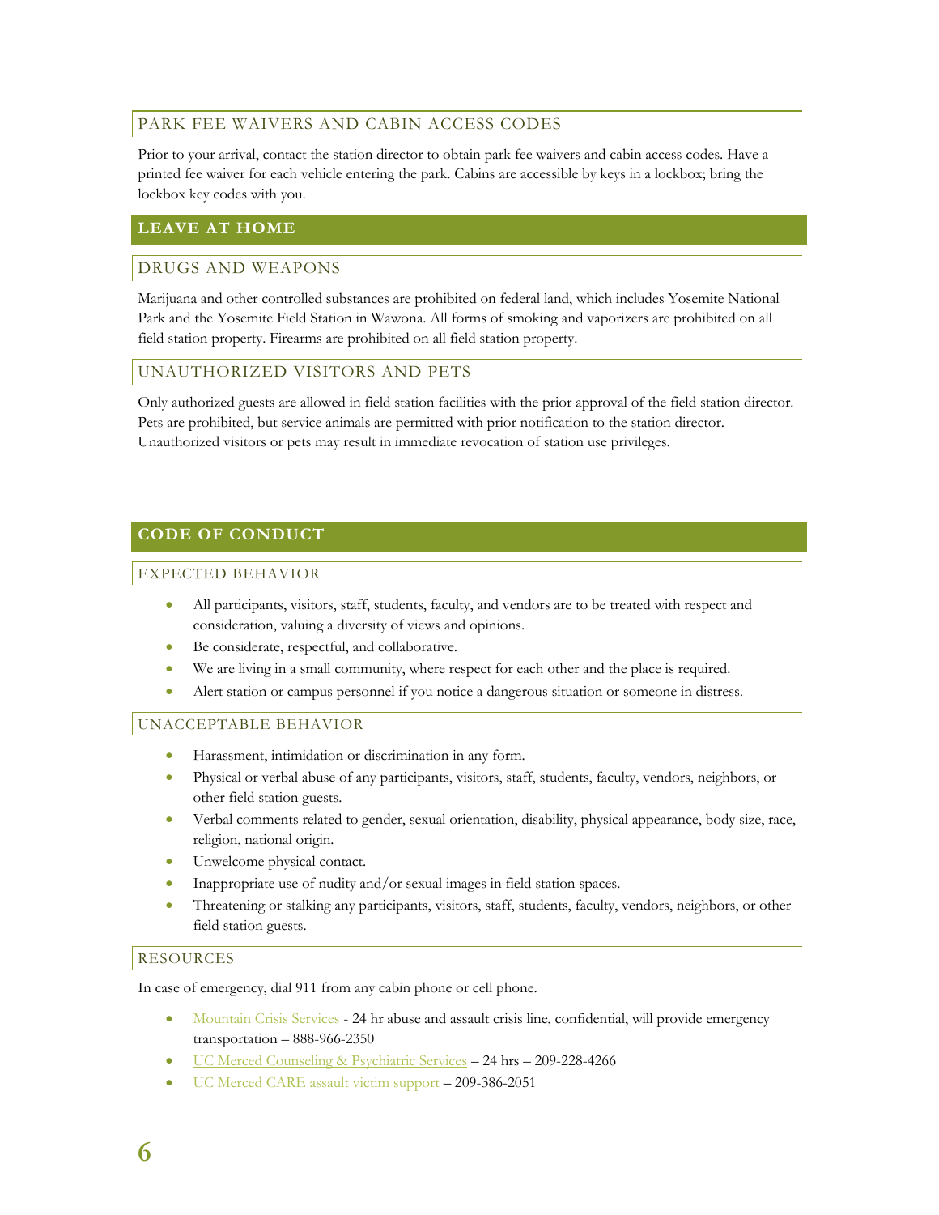### PARK FEE WAIVERS AND CABIN ACCESS CODES

Prior to your arrival, contact the station director to obtain park fee waivers and cabin access codes. Have a printed fee waiver for each vehicle entering the park. Cabins are accessible by keys in a lockbox; bring the lockbox key codes with you.

## LEAVE AT HOME

### DRUGS AND WEAPONS

Marijuana and other controlled substances are prohibited on federal land, which includes Yosemite National Park and the Yosemite Field Station in Wawona. All forms of smoking and vaporizers are prohibited on all field station property. Firearms are prohibited on all field station property.

### UNAUTHORIZED VISITORS AND PETS

Only authorized guests are allowed in field station facilities with the prior approval of the field station director. Pets are prohibited, but service animals are permitted with prior notification to the station director. Unauthorized visitors or pets may result in immediate revocation of station use privileges.

## CODE OF CONDUCT

### EXPECTED BEHAVIOR

- All participants, visitors, staff, students, faculty, and vendors are to be treated with respect and consideration, valuing a diversity of views and opinions.
- Be considerate, respectful, and collaborative.
- We are living in a small community, where respect for each other and the place is required.
- Alert station or campus personnel if you notice a dangerous situation or someone in distress.

### UNACCEPTABLE BEHAVIOR

- Harassment, intimidation or discrimination in any form.
- Physical or verbal abuse of any participants, visitors, staff, students, faculty, vendors, neighbors, or other field station guests.
- Verbal comments related to gender, sexual orientation, disability, physical appearance, body size, race, religion, national origin.
- Unwelcome physical contact.
- Inappropriate use of nudity and/or sexual images in field station spaces.
- Threatening or stalking any participants, visitors, staff, students, faculty, vendors, neighbors, or other field station guests.

### RESOURCES

In case of emergency, dial 911 from any cabin phone or cell phone.

- Mountain Crisis Services - 24 hr abuse and assault crisis line, confidential, will provide emergency transportation – 888-966-2350
- UC Merced Counseling & Psychiatric Services – 24 hrs – 209-228-4266
- UC Merced CARE assault victim support – 209-386-2051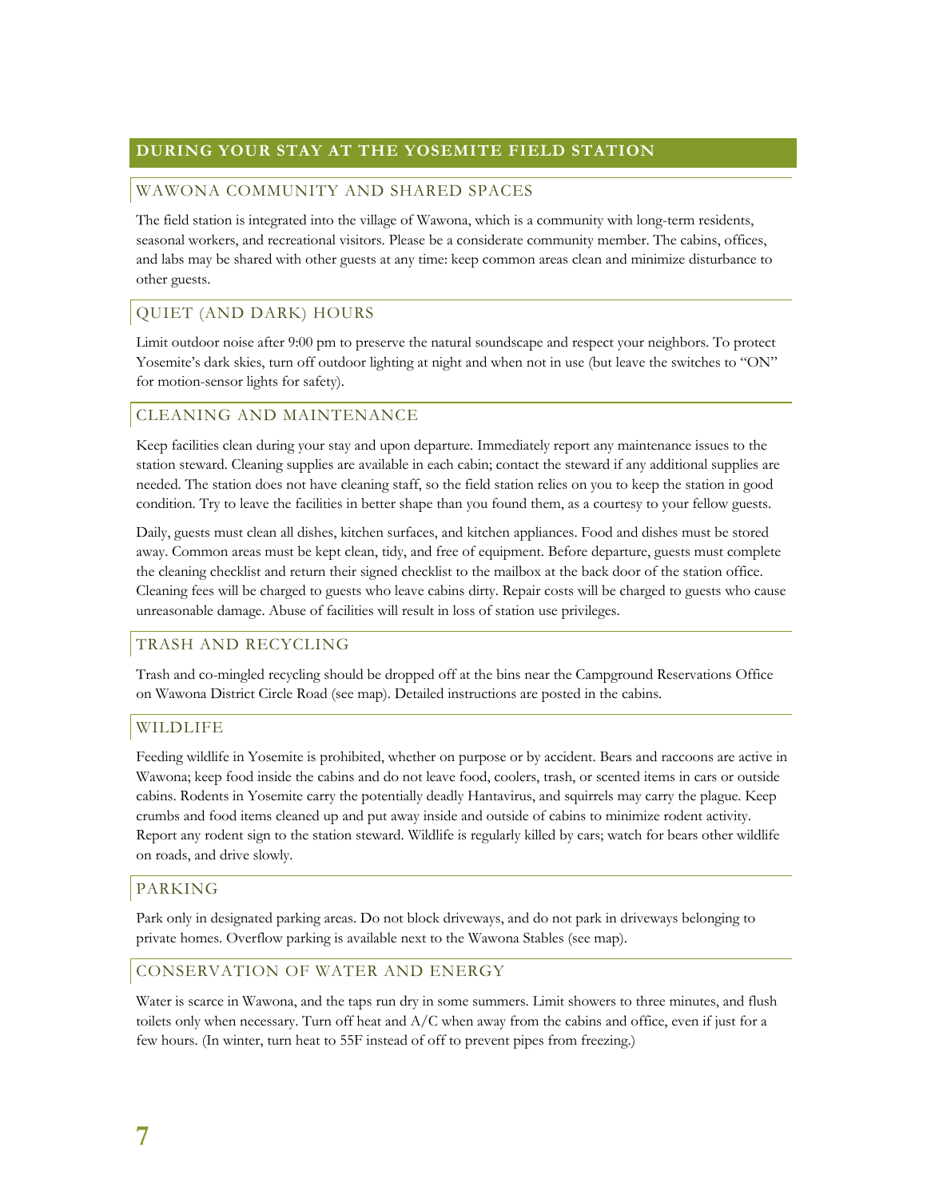## DURING YOUR STAY AT THE YOSEMITE FIELD STATION

### WAWONA COMMUNITY AND SHARED SPACES

The field station is integrated into the village of Wawona, which is a community with long-term residents, seasonal workers, and recreational visitors. Please be a considerate community member. The cabins, offices, and labs may be shared with other guests at any time: keep common areas clean and minimize disturbance to other guests.

### QUIET (AND DARK) HOURS

Limit outdoor noise after 9:00 pm to preserve the natural soundscape and respect your neighbors. To protect Yosemite's dark skies, turn off outdoor lighting at night and when not in use (but leave the switches to "ON" for motion-sensor lights for safety).

### CLEANING AND MAINTENANCE

Keep facilities clean during your stay and upon departure. Immediately report any maintenance issues to the station steward. Cleaning supplies are available in each cabin; contact the steward if any additional supplies are needed. The station does not have cleaning staff, so the field station relies on you to keep the station in good condition. Try to leave the facilities in better shape than you found them, as a courtesy to your fellow guests.

Daily, guests must clean all dishes, kitchen surfaces, and kitchen appliances. Food and dishes must be stored away. Common areas must be kept clean, tidy, and free of equipment. Before departure, guests must complete the cleaning checklist and return their signed checklist to the mailbox at the back door of the station office. Cleaning fees will be charged to guests who leave cabins dirty. Repair costs will be charged to guests who cause unreasonable damage. Abuse of facilities will result in loss of station use privileges.

### TRASH AND RECYCLING

Trash and co-mingled recycling should be dropped off at the bins near the Campground Reservations Office on Wawona District Circle Road (see map). Detailed instructions are posted in the cabins.

### WILDLIFE

Feeding wildlife in Yosemite is prohibited, whether on purpose or by accident. Bears and raccoons are active in Wawona; keep food inside the cabins and do not leave food, coolers, trash, or scented items in cars or outside cabins. Rodents in Yosemite carry the potentially deadly Hantavirus, and squirrels may carry the plague. Keep crumbs and food items cleaned up and put away inside and outside of cabins to minimize rodent activity. Report any rodent sign to the station steward. Wildlife is regularly killed by cars; watch for bears other wildlife on roads, and drive slowly.

### PARKING

Park only in designated parking areas. Do not block driveways, and do not park in driveways belonging to private homes. Overflow parking is available next to the Wawona Stables (see map).

### CONSERVATION OF WATER AND ENERGY

Water is scarce in Wawona, and the taps run dry in some summers. Limit showers to three minutes, and flush toilets only when necessary. Turn off heat and A/C when away from the cabins and office, even if just for a few hours. (In winter, turn heat to 55F instead of off to prevent pipes from freezing.)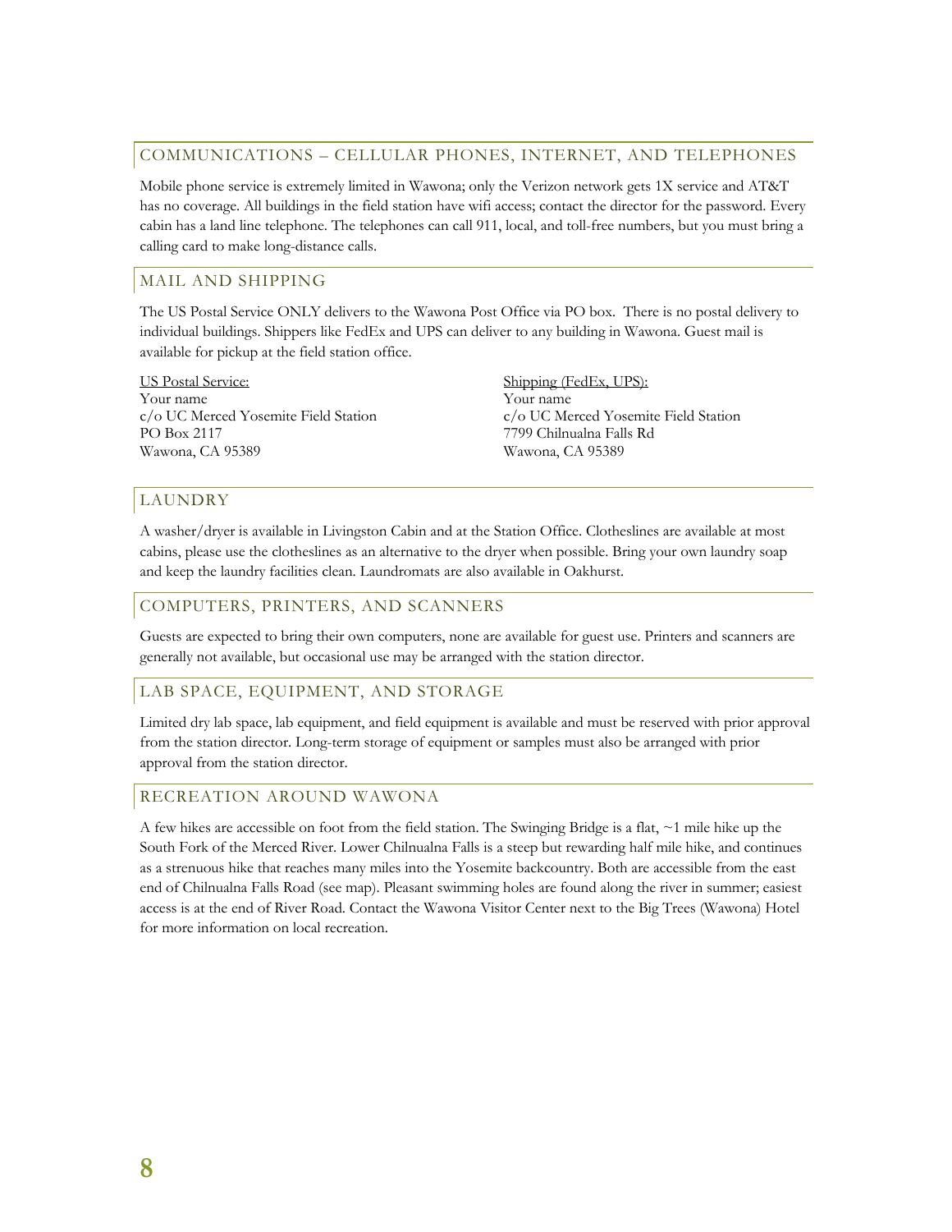## COMMUNICATIONS – CELLULAR PHONES, INTERNET, AND TELEPHONES

Mobile phone service is extremely limited in Wawona; only the Verizon network gets 1X service and AT&T has no coverage. All buildings in the field station have wifi access; contact the director for the password. Every cabin has a land line telephone. The telephones can call 911, local, and toll-free numbers, but you must bring a calling card to make long-distance calls.

## MAIL AND SHIPPING

The US Postal Service ONLY delivers to the Wawona Post Office via PO box. There is no postal delivery to individual buildings. Shippers like FedEx and UPS can deliver to any building in Wawona. Guest mail is available for pickup at the field station office.

US Postal Service:
Your name
c/o UC Merced Yosemite Field Station
PO Box 2117
Wawona, CA 95389

Shipping (FedEx, UPS):
Your name
c/o UC Merced Yosemite Field Station
7799 Chilnualna Falls Rd
Wawona, CA 95389

## LAUNDRY

A washer/dryer is available in Livingston Cabin and at the Station Office. Clotheslines are available at most cabins, please use the clotheslines as an alternative to the dryer when possible. Bring your own laundry soap and keep the laundry facilities clean. Laundromats are also available in Oakhurst.

## COMPUTERS, PRINTERS, AND SCANNERS

Guests are expected to bring their own computers, none are available for guest use. Printers and scanners are generally not available, but occasional use may be arranged with the station director.

## LAB SPACE, EQUIPMENT, AND STORAGE

Limited dry lab space, lab equipment, and field equipment is available and must be reserved with prior approval from the station director. Long-term storage of equipment or samples must also be arranged with prior approval from the station director.

## RECREATION AROUND WAWONA

A few hikes are accessible on foot from the field station. The Swinging Bridge is a flat, ~1 mile hike up the South Fork of the Merced River. Lower Chilnualna Falls is a steep but rewarding half mile hike, and continues as a strenuous hike that reaches many miles into the Yosemite backcountry. Both are accessible from the east end of Chilnualna Falls Road (see map). Pleasant swimming holes are found along the river in summer; easiest access is at the end of River Road. Contact the Wawona Visitor Center next to the Big Trees (Wawona) Hotel for more information on local recreation.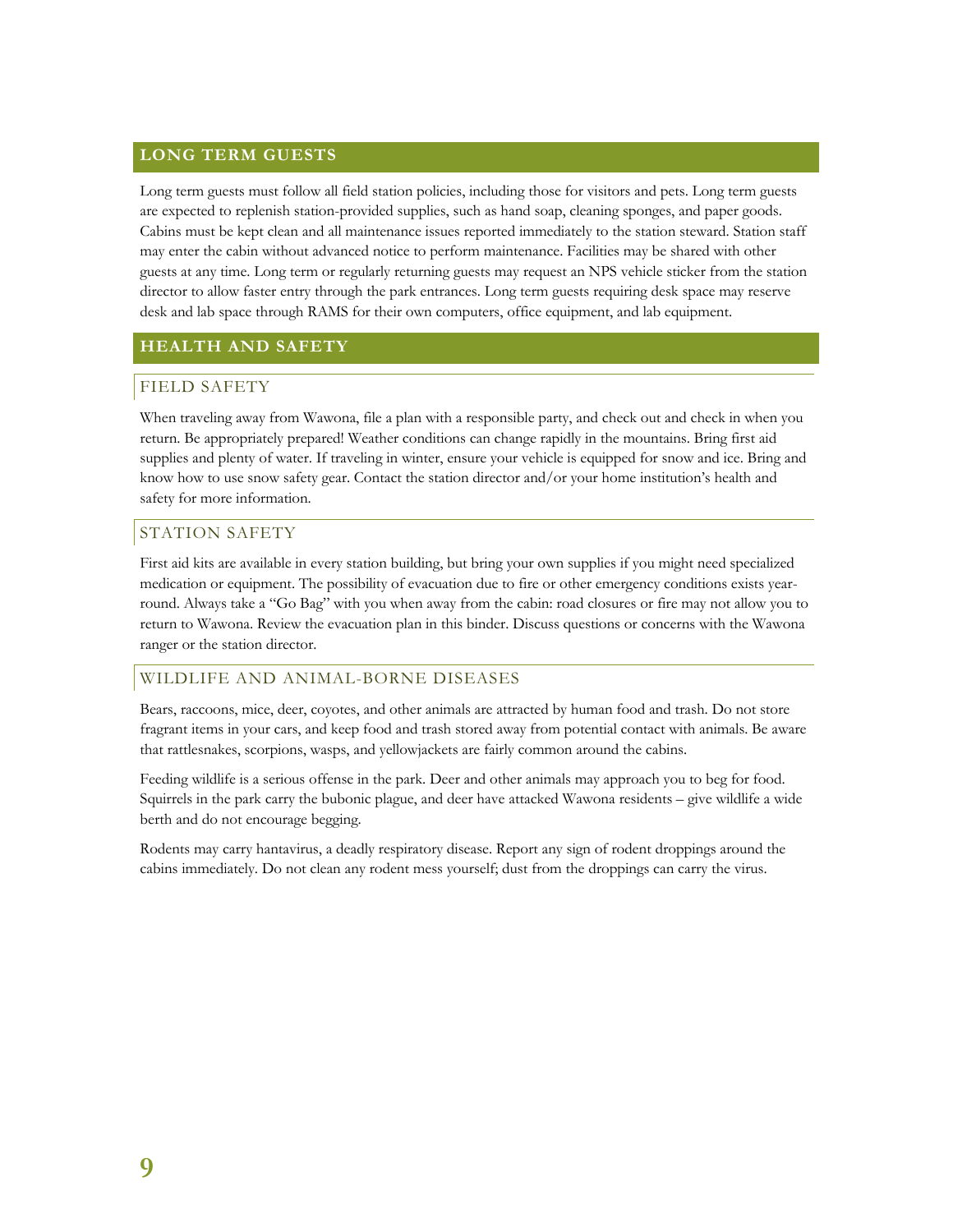## LONG TERM GUESTS

Long term guests must follow all field station policies, including those for visitors and pets. Long term guests are expected to replenish station-provided supplies, such as hand soap, cleaning sponges, and paper goods. Cabins must be kept clean and all maintenance issues reported immediately to the station steward. Station staff may enter the cabin without advanced notice to perform maintenance. Facilities may be shared with other guests at any time. Long term or regularly returning guests may request an NPS vehicle sticker from the station director to allow faster entry through the park entrances. Long term guests requiring desk space may reserve desk and lab space through RAMS for their own computers, office equipment, and lab equipment.

## HEALTH AND SAFETY

### FIELD SAFETY

When traveling away from Wawona, file a plan with a responsible party, and check out and check in when you return. Be appropriately prepared! Weather conditions can change rapidly in the mountains. Bring first aid supplies and plenty of water. If traveling in winter, ensure your vehicle is equipped for snow and ice. Bring and know how to use snow safety gear. Contact the station director and/or your home institution's health and safety for more information.

### STATION SAFETY

First aid kits are available in every station building, but bring your own supplies if you might need specialized medication or equipment. The possibility of evacuation due to fire or other emergency conditions exists year-round. Always take a "Go Bag" with you when away from the cabin: road closures or fire may not allow you to return to Wawona. Review the evacuation plan in this binder. Discuss questions or concerns with the Wawona ranger or the station director.

### WILDLIFE AND ANIMAL-BORNE DISEASES

Bears, raccoons, mice, deer, coyotes, and other animals are attracted by human food and trash. Do not store fragrant items in your cars, and keep food and trash stored away from potential contact with animals. Be aware that rattlesnakes, scorpions, wasps, and yellowjackets are fairly common around the cabins.

Feeding wildlife is a serious offense in the park. Deer and other animals may approach you to beg for food. Squirrels in the park carry the bubonic plague, and deer have attacked Wawona residents – give wildlife a wide berth and do not encourage begging.

Rodents may carry hantavirus, a deadly respiratory disease. Report any sign of rodent droppings around the cabins immediately. Do not clean any rodent mess yourself; dust from the droppings can carry the virus.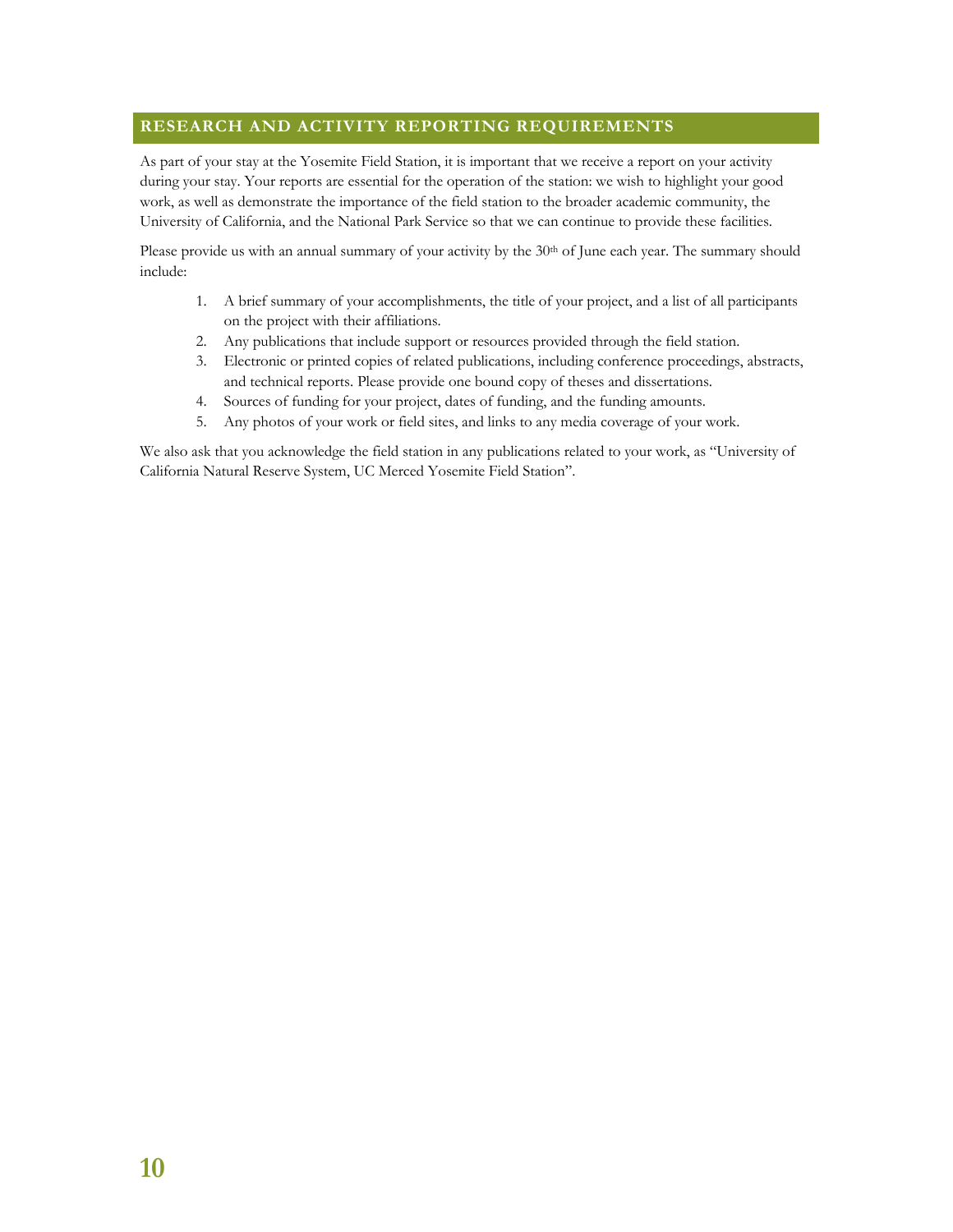## RESEARCH AND ACTIVITY REPORTING REQUIREMENTS

As part of your stay at the Yosemite Field Station, it is important that we receive a report on your activity during your stay. Your reports are essential for the operation of the station: we wish to highlight your good work, as well as demonstrate the importance of the field station to the broader academic community, the University of California, and the National Park Service so that we can continue to provide these facilities.

Please provide us with an annual summary of your activity by the 30th of June each year. The summary should include:

1. A brief summary of your accomplishments, the title of your project, and a list of all participants on the project with their affiliations.
2. Any publications that include support or resources provided through the field station.
3. Electronic or printed copies of related publications, including conference proceedings, abstracts, and technical reports. Please provide one bound copy of theses and dissertations.
4. Sources of funding for your project, dates of funding, and the funding amounts.
5. Any photos of your work or field sites, and links to any media coverage of your work.

We also ask that you acknowledge the field station in any publications related to your work, as "University of California Natural Reserve System, UC Merced Yosemite Field Station".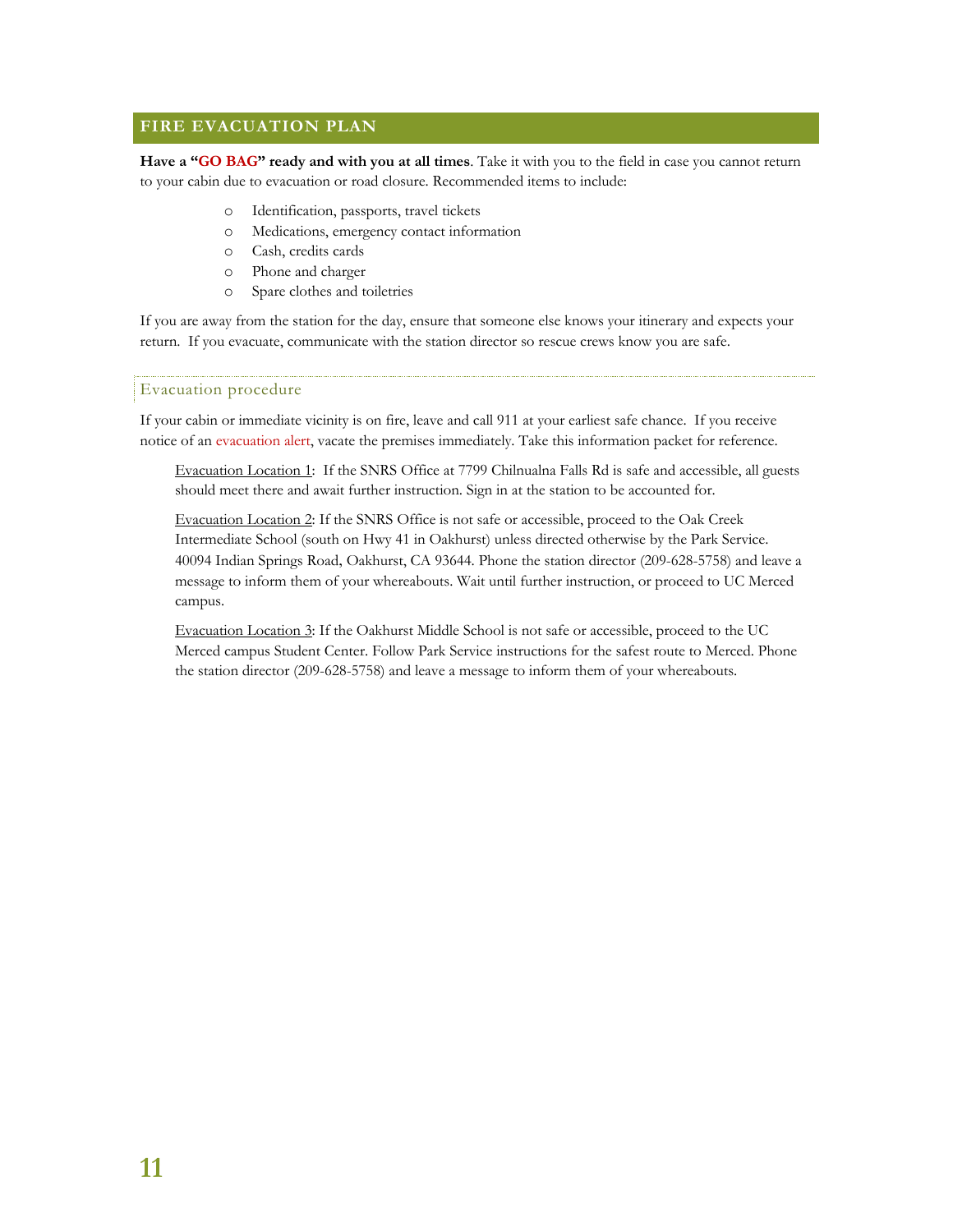## FIRE EVACUATION PLAN

**Have a "GO BAG" ready and with you at all times**. Take it with you to the field in case you cannot return to your cabin due to evacuation or road closure. Recommended items to include:

- Identification, passports, travel tickets
- Medications, emergency contact information
- Cash, credits cards
- Phone and charger
- Spare clothes and toiletries

If you are away from the station for the day, ensure that someone else knows your itinerary and expects your return. If you evacuate, communicate with the station director so rescue crews know you are safe.

### Evacuation procedure

If your cabin or immediate vicinity is on fire, leave and call 911 at your earliest safe chance. If you receive notice of an evacuation alert, vacate the premises immediately. Take this information packet for reference.

Evacuation Location 1: If the SNRS Office at 7799 Chilnualna Falls Rd is safe and accessible, all guests should meet there and await further instruction. Sign in at the station to be accounted for.

Evacuation Location 2: If the SNRS Office is not safe or accessible, proceed to the Oak Creek Intermediate School (south on Hwy 41 in Oakhurst) unless directed otherwise by the Park Service. 40094 Indian Springs Road, Oakhurst, CA 93644. Phone the station director (209-628-5758) and leave a message to inform them of your whereabouts. Wait until further instruction, or proceed to UC Merced campus.

Evacuation Location 3: If the Oakhurst Middle School is not safe or accessible, proceed to the UC Merced campus Student Center. Follow Park Service instructions for the safest route to Merced. Phone the station director (209-628-5758) and leave a message to inform them of your whereabouts.